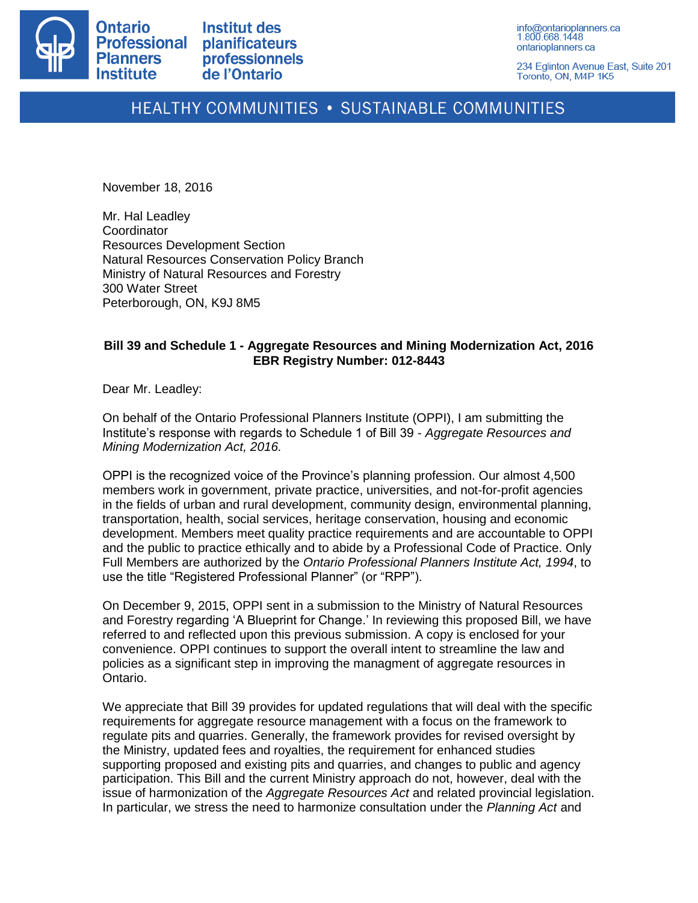Ontario Professional Planners Institute

Institut des planificateurs professionnels de l'Ontario

info@ontarioplanners.ca
1.800.668.1448
ontarioplanners.ca

234 Eglinton Avenue East, Suite 201
Toronto, ON, M4P 1K5

HEALTHY COMMUNITIES • SUSTAINABLE COMMUNITIES

November 18, 2016

Mr. Hal Leadley
Coordinator
Resources Development Section
Natural Resources Conservation Policy Branch
Ministry of Natural Resources and Forestry
300 Water Street
Peterborough, ON, K9J 8M5

**Bill 39 and Schedule 1 - Aggregate Resources and Mining Modernization Act, 2016**
**EBR Registry Number: 012-8443**

Dear Mr. Leadley:

On behalf of the Ontario Professional Planners Institute (OPPI), I am submitting the Institute's response with regards to Schedule 1 of Bill 39 - *Aggregate Resources and Mining Modernization Act, 2016.*

OPPI is the recognized voice of the Province's planning profession. Our almost 4,500 members work in government, private practice, universities, and not-for-profit agencies in the fields of urban and rural development, community design, environmental planning, transportation, health, social services, heritage conservation, housing and economic development. Members meet quality practice requirements and are accountable to OPPI and the public to practice ethically and to abide by a Professional Code of Practice. Only Full Members are authorized by the *Ontario Professional Planners Institute Act, 1994*, to use the title "Registered Professional Planner" (or "RPP").

On December 9, 2015, OPPI sent in a submission to the Ministry of Natural Resources and Forestry regarding 'A Blueprint for Change.' In reviewing this proposed Bill, we have referred to and reflected upon this previous submission. A copy is enclosed for your convenience. OPPI continues to support the overall intent to streamline the law and policies as a significant step in improving the managment of aggregate resources in Ontario.

We appreciate that Bill 39 provides for updated regulations that will deal with the specific requirements for aggregate resource management with a focus on the framework to regulate pits and quarries. Generally, the framework provides for revised oversight by the Ministry, updated fees and royalties, the requirement for enhanced studies supporting proposed and existing pits and quarries, and changes to public and agency participation. This Bill and the current Ministry approach do not, however, deal with the issue of harmonization of the *Aggregate Resources Act* and related provincial legislation. In particular, we stress the need to harmonize consultation under the *Planning Act* and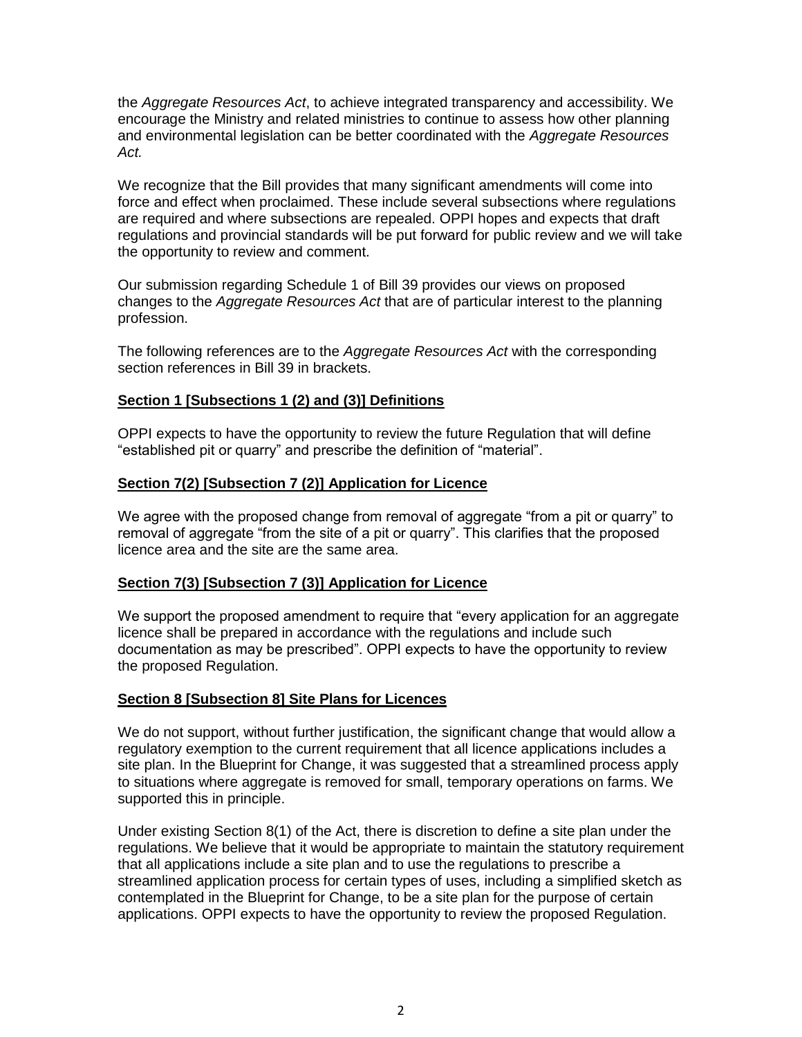the *Aggregate Resources Act*, to achieve integrated transparency and accessibility. We encourage the Ministry and related ministries to continue to assess how other planning and environmental legislation can be better coordinated with the *Aggregate Resources Act.*

We recognize that the Bill provides that many significant amendments will come into force and effect when proclaimed. These include several subsections where regulations are required and where subsections are repealed. OPPI hopes and expects that draft regulations and provincial standards will be put forward for public review and we will take the opportunity to review and comment.

Our submission regarding Schedule 1 of Bill 39 provides our views on proposed changes to the *Aggregate Resources Act* that are of particular interest to the planning profession.

The following references are to the *Aggregate Resources Act* with the corresponding section references in Bill 39 in brackets.

**Section 1 [Subsections 1 (2) and (3)] Definitions**

OPPI expects to have the opportunity to review the future Regulation that will define "established pit or quarry" and prescribe the definition of "material".

**Section 7(2) [Subsection 7 (2)] Application for Licence**

We agree with the proposed change from removal of aggregate "from a pit or quarry" to removal of aggregate "from the site of a pit or quarry". This clarifies that the proposed licence area and the site are the same area.

**Section 7(3) [Subsection 7 (3)] Application for Licence**

We support the proposed amendment to require that "every application for an aggregate licence shall be prepared in accordance with the regulations and include such documentation as may be prescribed". OPPI expects to have the opportunity to review the proposed Regulation.

**Section 8 [Subsection 8] Site Plans for Licences**

We do not support, without further justification, the significant change that would allow a regulatory exemption to the current requirement that all licence applications includes a site plan. In the Blueprint for Change, it was suggested that a streamlined process apply to situations where aggregate is removed for small, temporary operations on farms. We supported this in principle.

Under existing Section 8(1) of the Act, there is discretion to define a site plan under the regulations. We believe that it would be appropriate to maintain the statutory requirement that all applications include a site plan and to use the regulations to prescribe a streamlined application process for certain types of uses, including a simplified sketch as contemplated in the Blueprint for Change, to be a site plan for the purpose of certain applications. OPPI expects to have the opportunity to review the proposed Regulation.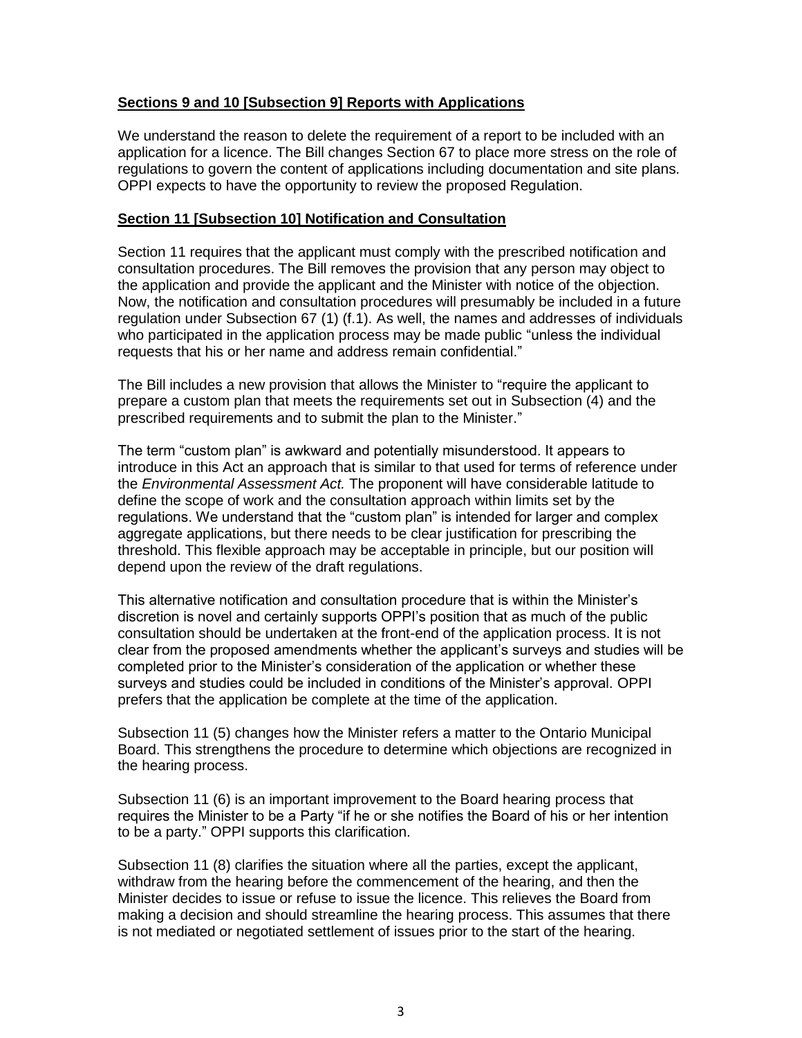**Sections 9 and 10 [Subsection 9] Reports with Applications**

We understand the reason to delete the requirement of a report to be included with an application for a licence. The Bill changes Section 67 to place more stress on the role of regulations to govern the content of applications including documentation and site plans. OPPI expects to have the opportunity to review the proposed Regulation.

**Section 11 [Subsection 10] Notification and Consultation**

Section 11 requires that the applicant must comply with the prescribed notification and consultation procedures. The Bill removes the provision that any person may object to the application and provide the applicant and the Minister with notice of the objection. Now, the notification and consultation procedures will presumably be included in a future regulation under Subsection 67 (1) (f.1). As well, the names and addresses of individuals who participated in the application process may be made public "unless the individual requests that his or her name and address remain confidential."

The Bill includes a new provision that allows the Minister to "require the applicant to prepare a custom plan that meets the requirements set out in Subsection (4) and the prescribed requirements and to submit the plan to the Minister."

The term "custom plan" is awkward and potentially misunderstood. It appears to introduce in this Act an approach that is similar to that used for terms of reference under the *Environmental Assessment Act.* The proponent will have considerable latitude to define the scope of work and the consultation approach within limits set by the regulations. We understand that the "custom plan" is intended for larger and complex aggregate applications, but there needs to be clear justification for prescribing the threshold. This flexible approach may be acceptable in principle, but our position will depend upon the review of the draft regulations.

This alternative notification and consultation procedure that is within the Minister's discretion is novel and certainly supports OPPI's position that as much of the public consultation should be undertaken at the front-end of the application process. It is not clear from the proposed amendments whether the applicant's surveys and studies will be completed prior to the Minister's consideration of the application or whether these surveys and studies could be included in conditions of the Minister's approval. OPPI prefers that the application be complete at the time of the application.

Subsection 11 (5) changes how the Minister refers a matter to the Ontario Municipal Board. This strengthens the procedure to determine which objections are recognized in the hearing process.

Subsection 11 (6) is an important improvement to the Board hearing process that requires the Minister to be a Party "if he or she notifies the Board of his or her intention to be a party." OPPI supports this clarification.

Subsection 11 (8) clarifies the situation where all the parties, except the applicant, withdraw from the hearing before the commencement of the hearing, and then the Minister decides to issue or refuse to issue the licence. This relieves the Board from making a decision and should streamline the hearing process. This assumes that there is not mediated or negotiated settlement of issues prior to the start of the hearing.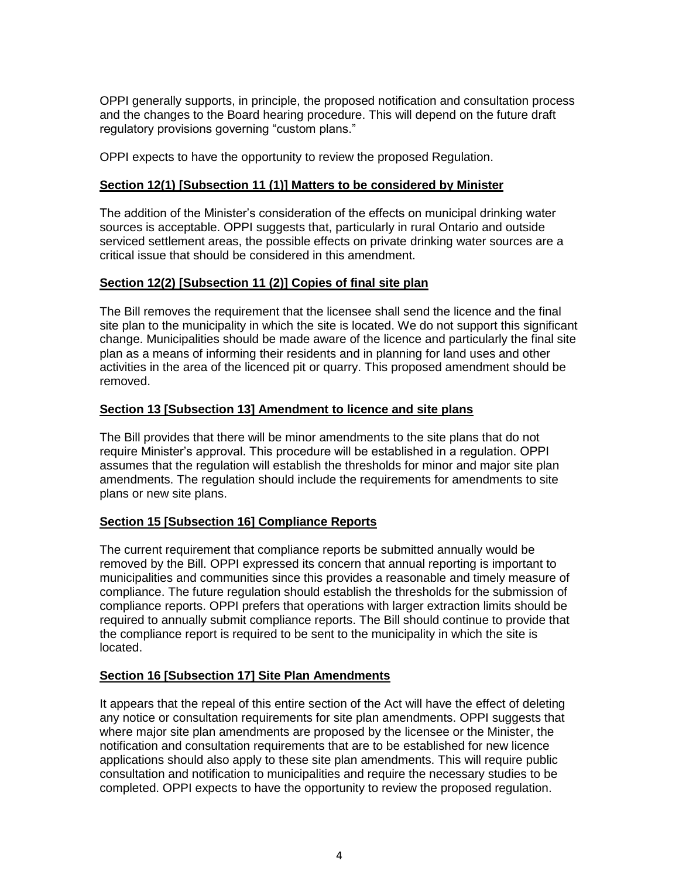OPPI generally supports, in principle, the proposed notification and consultation process and the changes to the Board hearing procedure. This will depend on the future draft regulatory provisions governing "custom plans."

OPPI expects to have the opportunity to review the proposed Regulation.

**Section 12(1) [Subsection 11 (1)] Matters to be considered by Minister**

The addition of the Minister's consideration of the effects on municipal drinking water sources is acceptable. OPPI suggests that, particularly in rural Ontario and outside serviced settlement areas, the possible effects on private drinking water sources are a critical issue that should be considered in this amendment.

**Section 12(2) [Subsection 11 (2)] Copies of final site plan**

The Bill removes the requirement that the licensee shall send the licence and the final site plan to the municipality in which the site is located. We do not support this significant change. Municipalities should be made aware of the licence and particularly the final site plan as a means of informing their residents and in planning for land uses and other activities in the area of the licenced pit or quarry. This proposed amendment should be removed.

**Section 13 [Subsection 13] Amendment to licence and site plans**

The Bill provides that there will be minor amendments to the site plans that do not require Minister's approval. This procedure will be established in a regulation. OPPI assumes that the regulation will establish the thresholds for minor and major site plan amendments. The regulation should include the requirements for amendments to site plans or new site plans.

**Section 15 [Subsection 16] Compliance Reports**

The current requirement that compliance reports be submitted annually would be removed by the Bill. OPPI expressed its concern that annual reporting is important to municipalities and communities since this provides a reasonable and timely measure of compliance. The future regulation should establish the thresholds for the submission of compliance reports. OPPI prefers that operations with larger extraction limits should be required to annually submit compliance reports. The Bill should continue to provide that the compliance report is required to be sent to the municipality in which the site is located.

**Section 16 [Subsection 17] Site Plan Amendments**

It appears that the repeal of this entire section of the Act will have the effect of deleting any notice or consultation requirements for site plan amendments. OPPI suggests that where major site plan amendments are proposed by the licensee or the Minister, the notification and consultation requirements that are to be established for new licence applications should also apply to these site plan amendments. This will require public consultation and notification to municipalities and require the necessary studies to be completed. OPPI expects to have the opportunity to review the proposed regulation.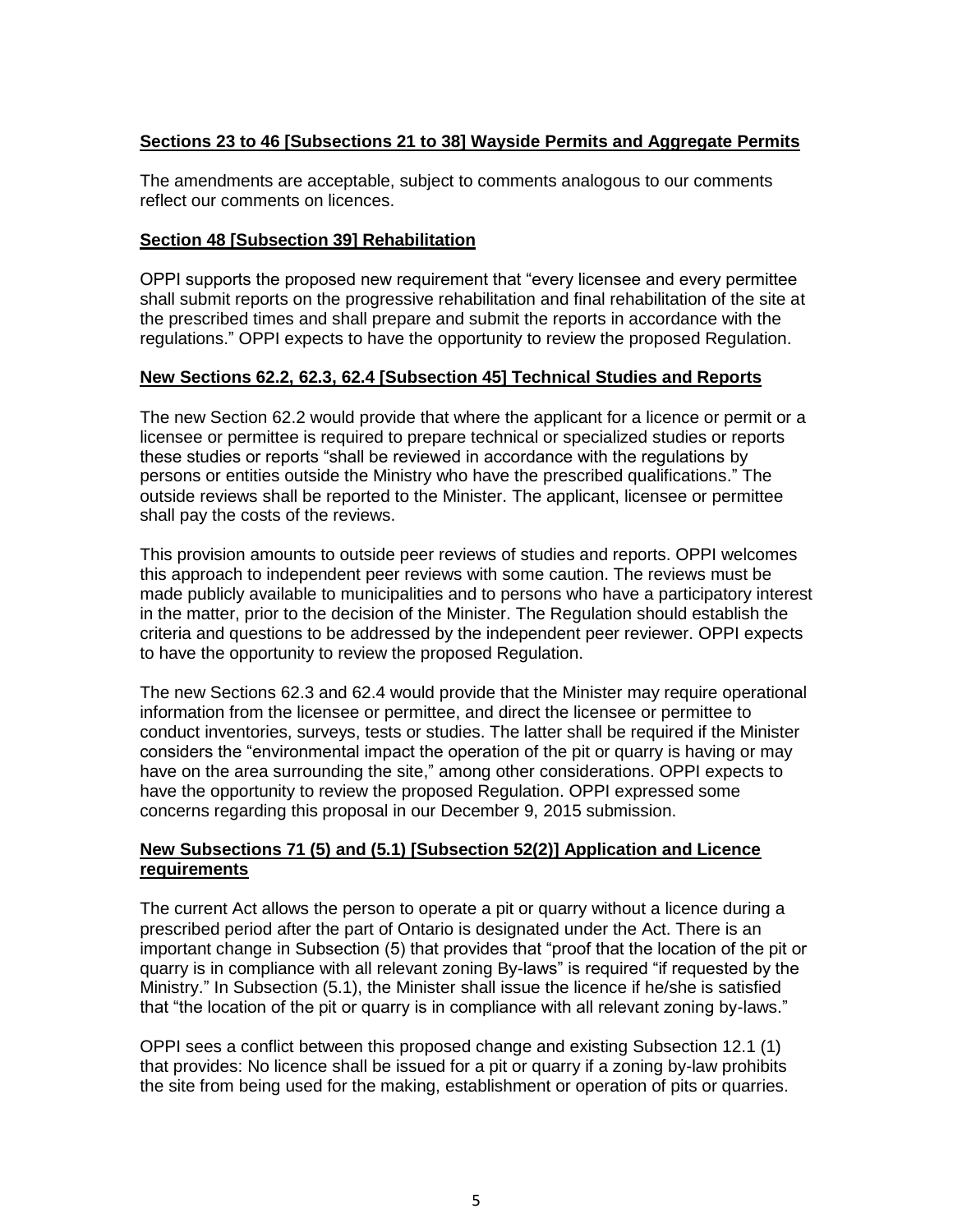**Sections 23 to 46 [Subsections 21 to 38] Wayside Permits and Aggregate Permits**

The amendments are acceptable, subject to comments analogous to our comments reflect our comments on licences.

**Section 48 [Subsection 39] Rehabilitation**

OPPI supports the proposed new requirement that "every licensee and every permittee shall submit reports on the progressive rehabilitation and final rehabilitation of the site at the prescribed times and shall prepare and submit the reports in accordance with the regulations." OPPI expects to have the opportunity to review the proposed Regulation.

**New Sections 62.2, 62.3, 62.4 [Subsection 45] Technical Studies and Reports**

The new Section 62.2 would provide that where the applicant for a licence or permit or a licensee or permittee is required to prepare technical or specialized studies or reports these studies or reports "shall be reviewed in accordance with the regulations by persons or entities outside the Ministry who have the prescribed qualifications." The outside reviews shall be reported to the Minister. The applicant, licensee or permittee shall pay the costs of the reviews.

This provision amounts to outside peer reviews of studies and reports. OPPI welcomes this approach to independent peer reviews with some caution. The reviews must be made publicly available to municipalities and to persons who have a participatory interest in the matter, prior to the decision of the Minister. The Regulation should establish the criteria and questions to be addressed by the independent peer reviewer. OPPI expects to have the opportunity to review the proposed Regulation.

The new Sections 62.3 and 62.4 would provide that the Minister may require operational information from the licensee or permittee, and direct the licensee or permittee to conduct inventories, surveys, tests or studies. The latter shall be required if the Minister considers the "environmental impact the operation of the pit or quarry is having or may have on the area surrounding the site," among other considerations. OPPI expects to have the opportunity to review the proposed Regulation. OPPI expressed some concerns regarding this proposal in our December 9, 2015 submission.

**New Subsections 71 (5) and (5.1) [Subsection 52(2)] Application and Licence requirements**

The current Act allows the person to operate a pit or quarry without a licence during a prescribed period after the part of Ontario is designated under the Act. There is an important change in Subsection (5) that provides that "proof that the location of the pit or quarry is in compliance with all relevant zoning By-laws" is required "if requested by the Ministry." In Subsection (5.1), the Minister shall issue the licence if he/she is satisfied that "the location of the pit or quarry is in compliance with all relevant zoning by-laws."

OPPI sees a conflict between this proposed change and existing Subsection 12.1 (1) that provides: No licence shall be issued for a pit or quarry if a zoning by-law prohibits the site from being used for the making, establishment or operation of pits or quarries.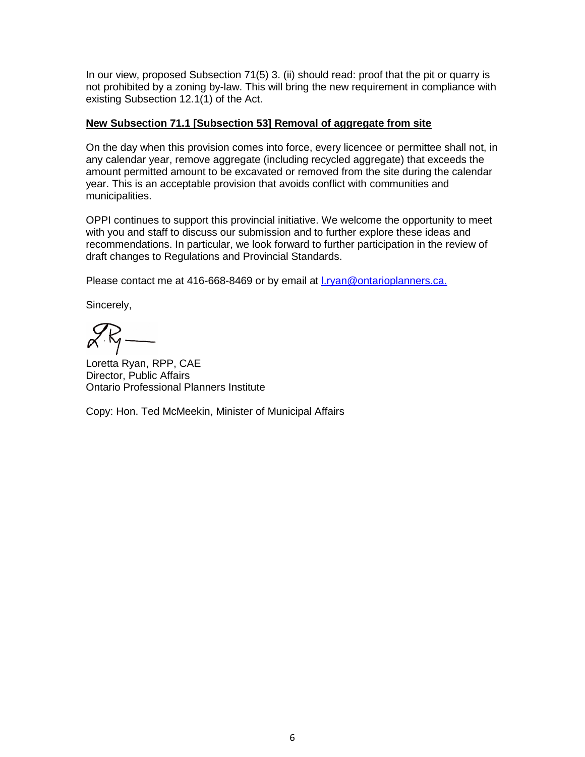In our view, proposed Subsection 71(5) 3. (ii) should read: proof that the pit or quarry is not prohibited by a zoning by-law. This will bring the new requirement in compliance with existing Subsection 12.1(1) of the Act.

**New Subsection 71.1 [Subsection 53] Removal of aggregate from site**

On the day when this provision comes into force, every licencee or permittee shall not, in any calendar year, remove aggregate (including recycled aggregate) that exceeds the amount permitted amount to be excavated or removed from the site during the calendar year. This is an acceptable provision that avoids conflict with communities and municipalities.

OPPI continues to support this provincial initiative. We welcome the opportunity to meet with you and staff to discuss our submission and to further explore these ideas and recommendations. In particular, we look forward to further participation in the review of draft changes to Regulations and Provincial Standards.

Please contact me at 416-668-8469 or by email at l.ryan@ontarioplanners.ca.

Sincerely,

Loretta Ryan, RPP, CAE
Director, Public Affairs
Ontario Professional Planners Institute

Copy: Hon. Ted McMeekin, Minister of Municipal Affairs